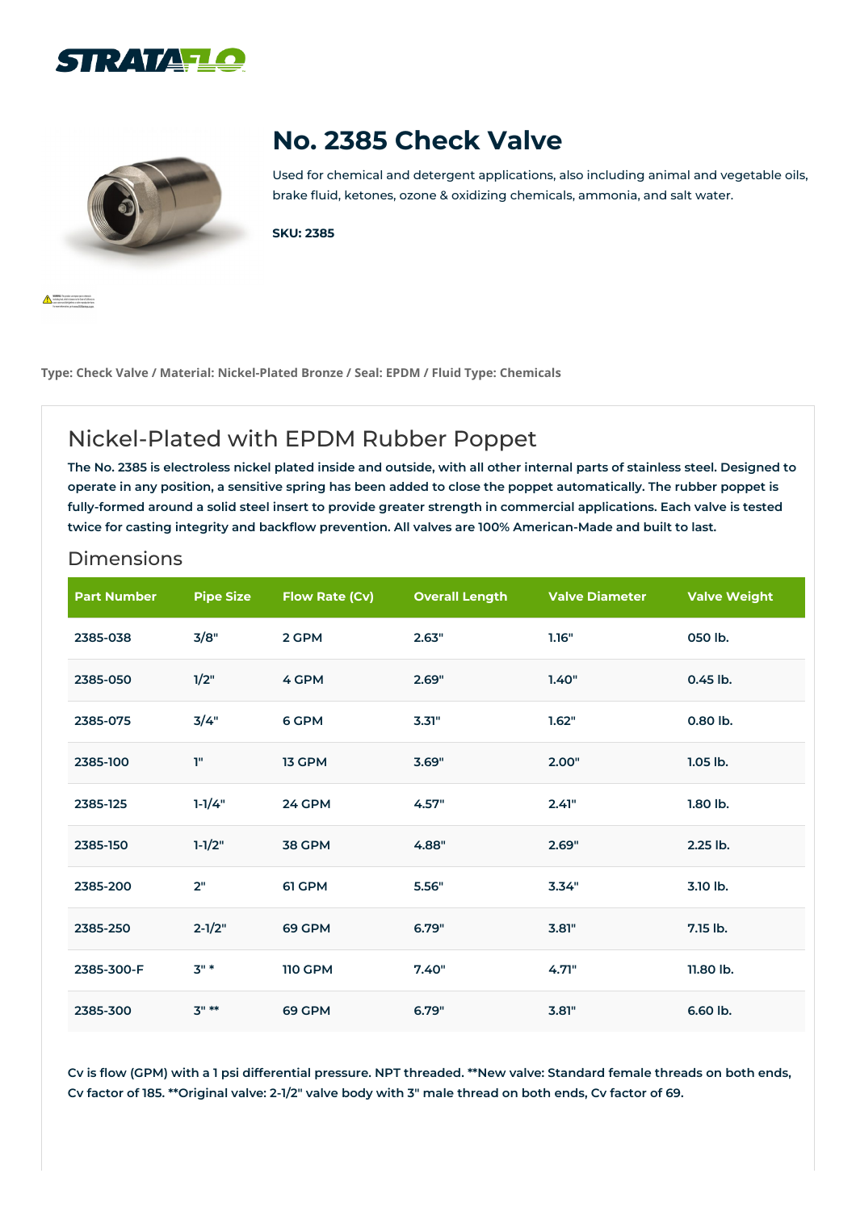# No. 2385 Check Valve

Used for chemical and detergent applications, also including animal and vegetable oils, brake fluid, ketones, ozone & oxidizing chemicals, ammonia, and salt water.

**SKU: 2385**

**Type: Check Valve / Material: Nickel-Plated Bronze / Seal: EPDM / Fluid Type: Chemicals**

## Nickel-Plated with EPDM Rubber Poppet

**The No. 2385 is electroless nickel plated inside and outside, with all other internal parts of stainless steel. Designed to operate in any position, a sensitive spring has been added to close the poppet automatically. The rubber poppet is fully-formed around a solid steel insert to provide greater strength in commercial applications. Each valve is tested twice for casting integrity and backflow prevention. All valves are 100% American-Made and built to last.**

### Dimensions

| Part Number | Pipe Size | Flow Rate (Cv) | Overall Length | Valve Diameter | Valve Weight |
|---|---|---|---|---|---|
| 2385-038 | 3/8" | 2 GPM | 2.63" | 1.16" | 050 lb. |
| 2385-050 | 1/2" | 4 GPM | 2.69" | 1.40" | 0.45 lb. |
| 2385-075 | 3/4" | 6 GPM | 3.31" | 1.62" | 0.80 lb. |
| 2385-100 | 1" | 13 GPM | 3.69" | 2.00" | 1.05 lb. |
| 2385-125 | 1-1/4" | 24 GPM | 4.57" | 2.41" | 1.80 lb. |
| 2385-150 | 1-1/2" | 38 GPM | 4.88" | 2.69" | 2.25 lb. |
| 2385-200 | 2" | 61 GPM | 5.56" | 3.34" | 3.10 lb. |
| 2385-250 | 2-1/2" | 69 GPM | 6.79" | 3.81" | 7.15 lb. |
| 2385-300-F | 3" * | 110 GPM | 7.40" | 4.71" | 11.80 lb. |
| 2385-300 | 3" ** | 69 GPM | 6.79" | 3.81" | 6.60 lb. |

**Cv is flow (GPM) with a 1 psi differential pressure. NPT threaded. **New valve: Standard female threads on both ends, Cv factor of 185. **Original valve: 2-1/2" valve body with 3" male thread on both ends, Cv factor of 69.**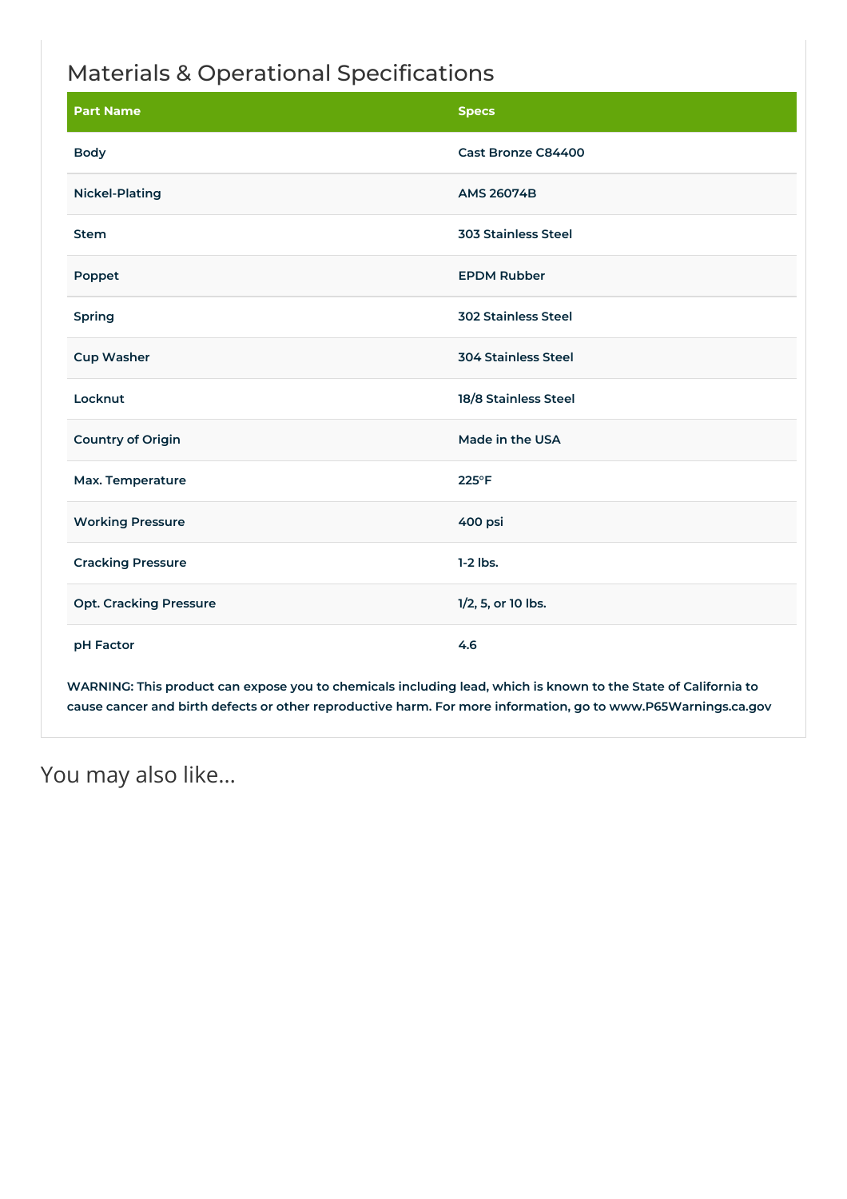## Materials & Operational Specifications

| Part Name | Specs |
|---|---|
| Body | Cast Bronze C84400 |
| Nickel-Plating | AMS 26074B |
| Stem | 303 Stainless Steel |
| Poppet | EPDM Rubber |
| Spring | 302 Stainless Steel |
| Cup Washer | 304 Stainless Steel |
| Locknut | 18/8 Stainless Steel |
| Country of Origin | Made in the USA |
| Max. Temperature | 225°F |
| Working Pressure | 400 psi |
| Cracking Pressure | 1-2 lbs. |
| Opt. Cracking Pressure | 1/2, 5, or 10 lbs. |
| pH Factor | 4.6 |

**WARNING: This product can expose you to chemicals including lead, which is known to the State of California to cause cancer and birth defects or other reproductive harm. For more information, go to www.P65Warnings.ca.gov**

## You may also like…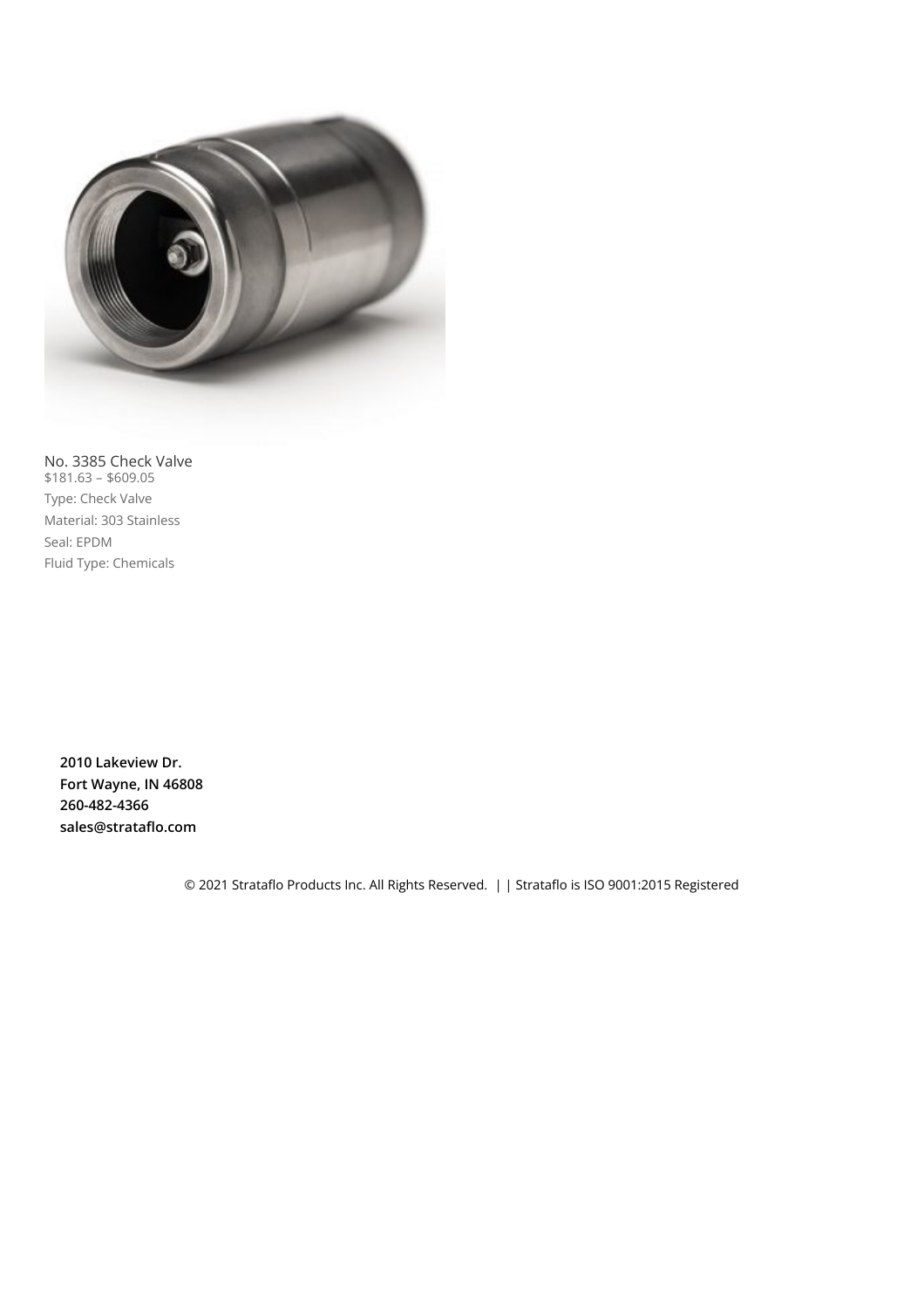No. 3385 Check Valve
$181.63 – $609.05

Type: Check Valve

Material: 303 Stainless

Seal: EPDM

Fluid Type: Chemicals

**2010 Lakeview Dr.**
**Fort Wayne, IN 46808**
**260-482-4366**
**sales@strataflo.com**

© 2021 Strataflo Products Inc. All Rights Reserved. | | Strataflo is ISO 9001:2015 Registered